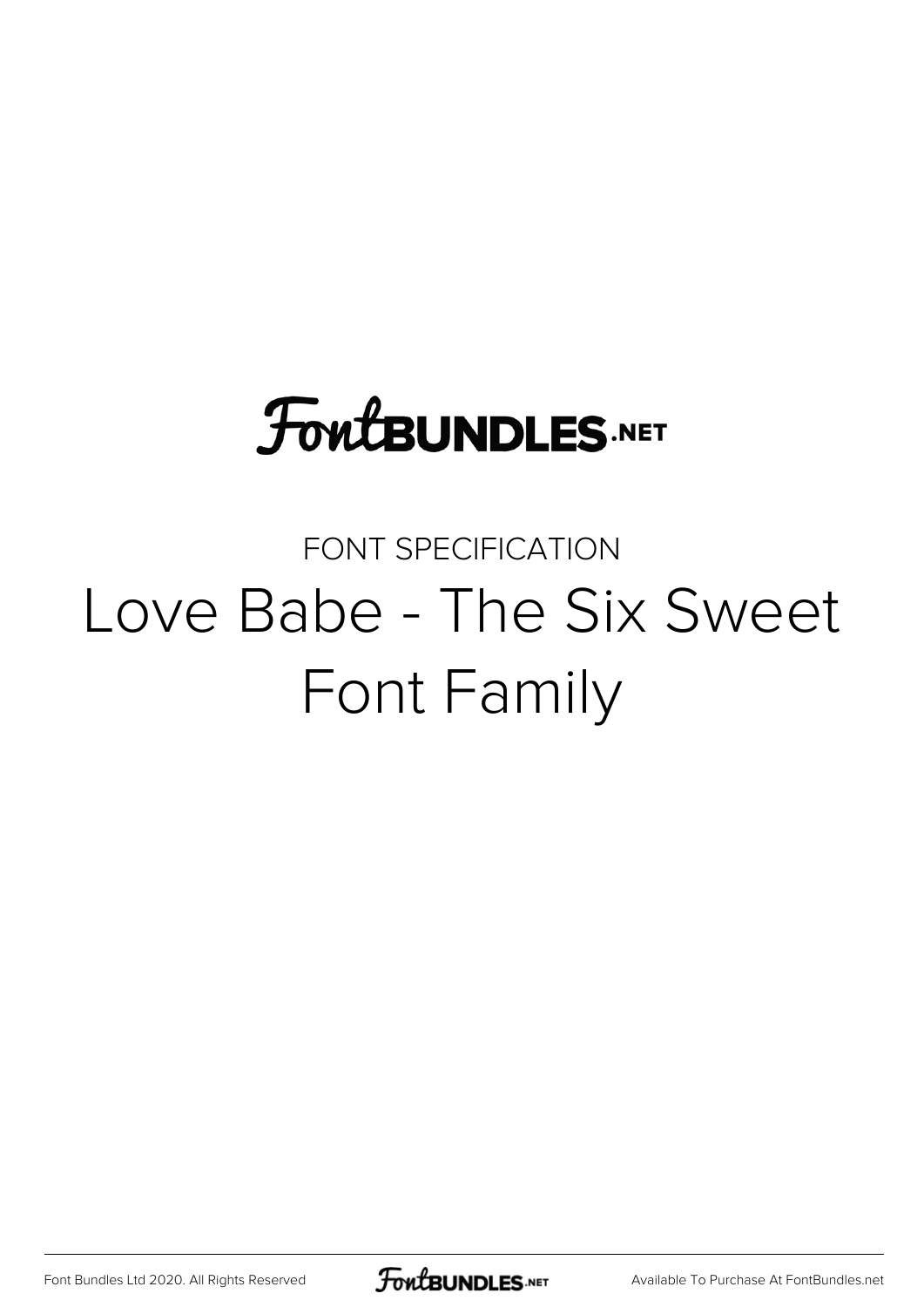FontBUNDLES.NET

FONT SPECIFICATION

# Love Babe - The Six Sweet Font Family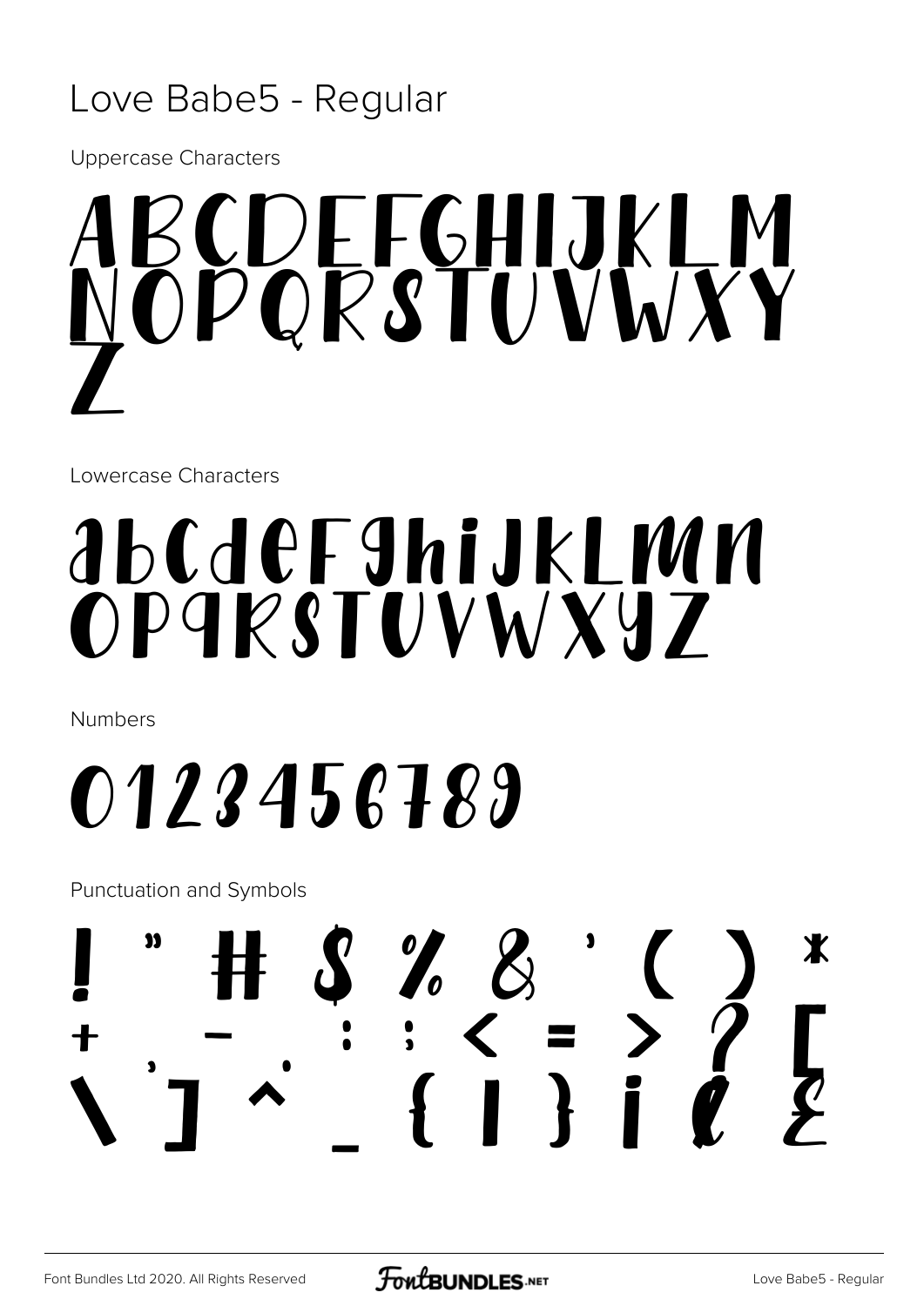# Love Babe5 - Regular

Uppercase Characters

ABCDEFGHIJKLM
NOPQRSTUVWXY
Z

Lowercase Characters

abcdefghijklmn
opqrstuvwxyz

Numbers

0123456789

Punctuation and Symbols

! " # $ % & ' ( ) *
+ , - : ; < = > ? [
\ ] ^ _ { | } ¡ ¢ £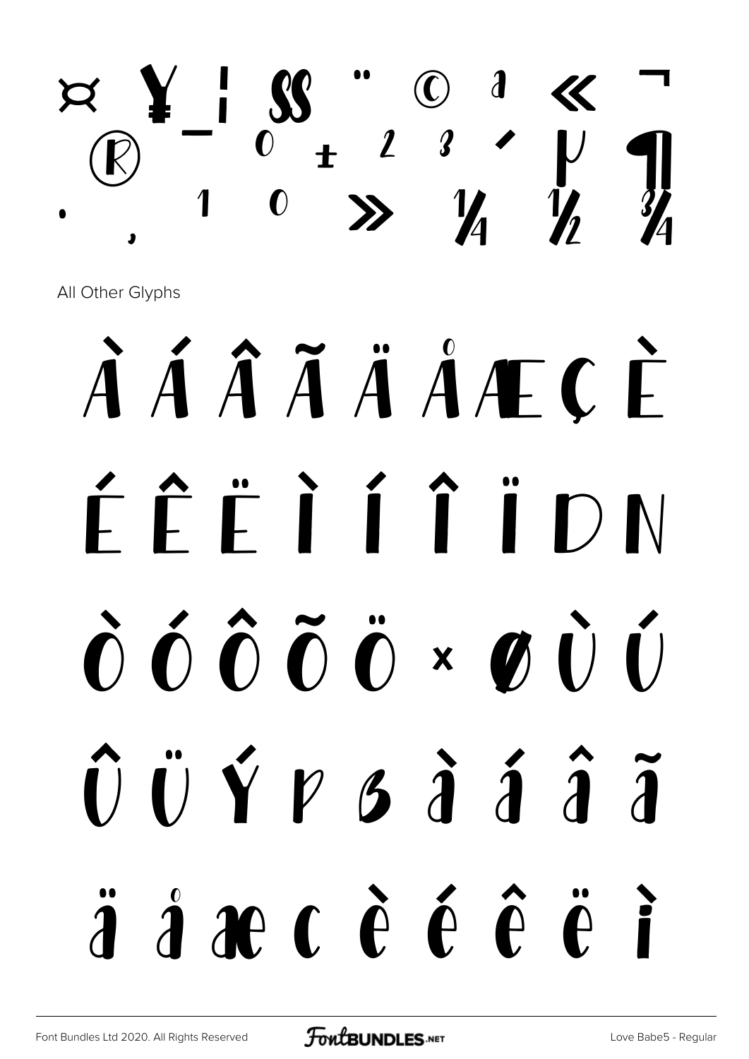¤ ¥ ¦ § ¨ © ª « ¬
® ¯ ° ± ² ³ ´ µ ¶
· ¸ ¹ º » ¼ ½ ¾

All Other Glyphs

À Á Â Ã Ä Å Æ Ç È
É Ê Ë Ì Í Î Ï Ð Ñ
Ò Ó Ô Õ Ö × Ø Ù Ú
Û Ü Ý Þ ß à á â ã
ä å æ ç è é ê ë ì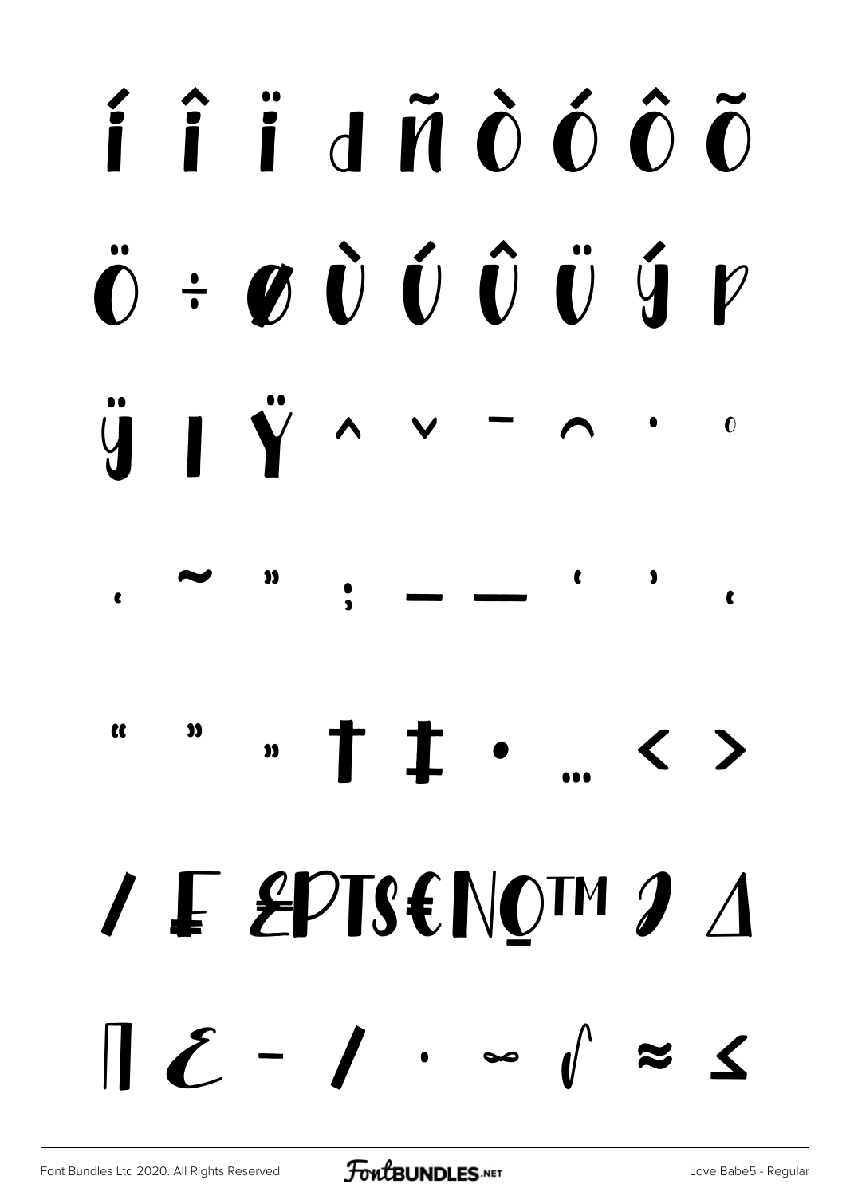í î ï ð ñ ò ó ô õ

ö ÷ ø ù ú û ü ý þ

ÿ ı Ÿ ˆ ˇ ¯ ˘ ˙ ˚

˛ ˜ ˝ ; – — ' ' ‚

" " „ † ‡ • … ‹ ›

⁄ ₣ ₤₧₮₨€№™ ∂ ∆

∏ ∑ − ∕ ∙ ∞ ∫ ≈ ≤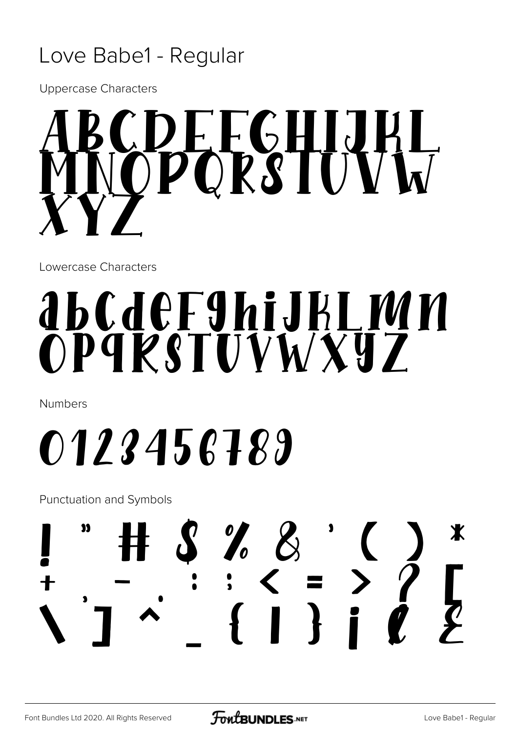# Love Babe1 - Regular

Uppercase Characters

ABCDEFGHIJKL
MNOPQRSTUVW
XYZ

Lowercase Characters

abcdefghijklmn
opqrstuvwxyz

Numbers

0123456789

Punctuation and Symbols

! " # $ % & ' ( ) *
+ , - . : ; < = > ? [
\ ] ^ ` _ { | } ¡ ¢ £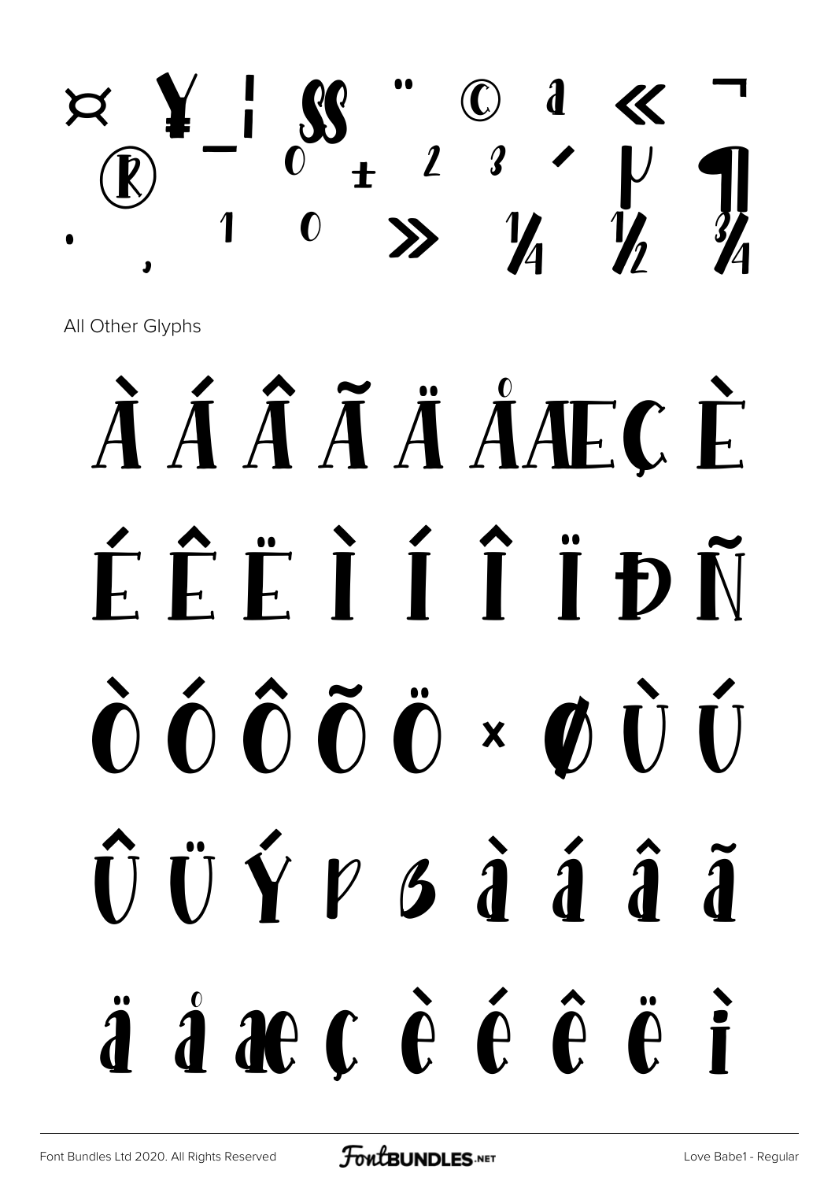¤ ¥ ¦ § ¨ © ª « ¬ ® ¯ ° ± ² ³ ´ µ ¶ · ¸ ¹ º » ¼ ½ ¾

All Other Glyphs

À Á Â Ã Ä Å Æ Ç È É Ê Ë Ì Í Î Ï Ð Ñ Ò Ó Ô Õ Ö × Ø Ù Ú Û Ü Ý Þ ß à á â ã ä å æ ç è é ê ë ì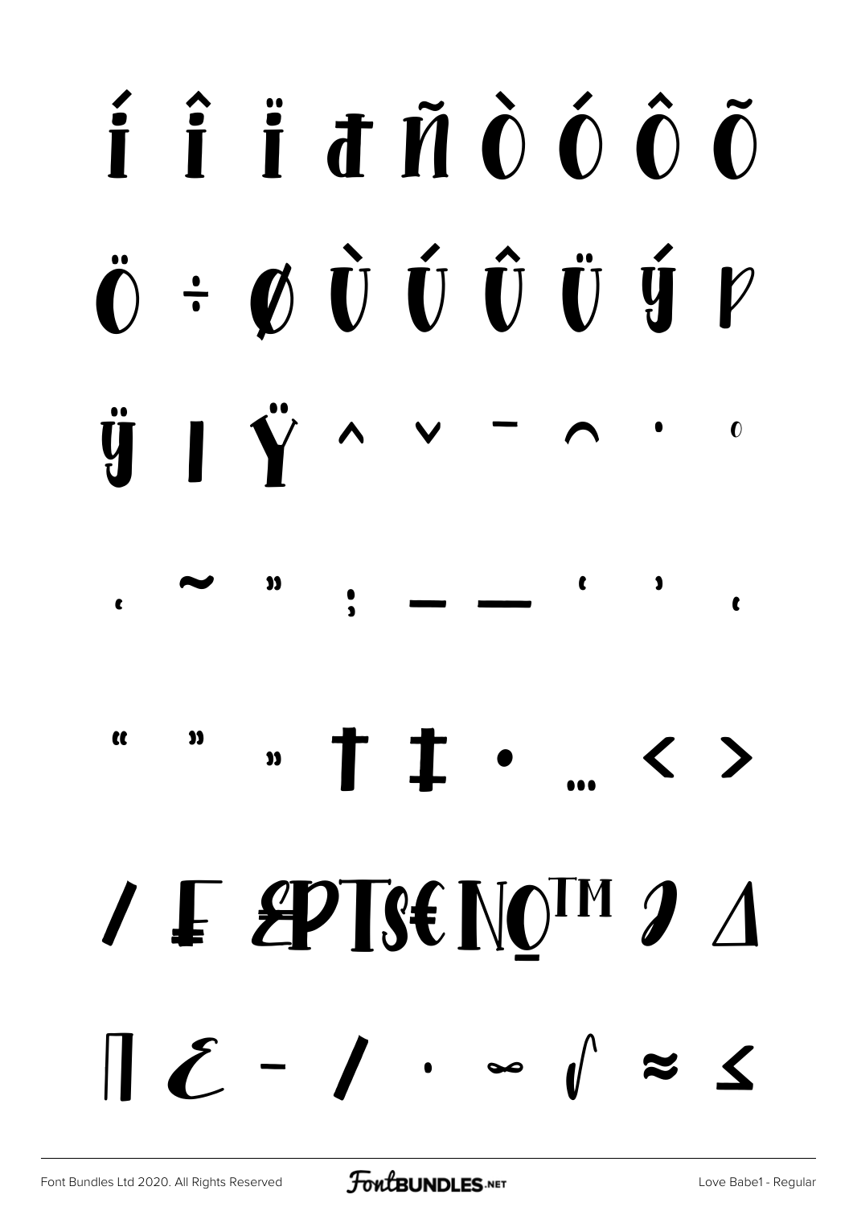í î ï đ ñ ò ó ô õ

ö ÷ ø ù ú û ü ý þ

ÿ ı Ÿ ˆ ˇ ¯ ˘ ˙ ˚

¸ ˜ ˝ ; – — ' ' ‚

" " „ † ‡ • … ‹ ›

⁄ ₣ ₤₧₮₪€№™ ∂ ∆

∏ ∑ − ∕ ∙ ∞ ∫ ≈ ≤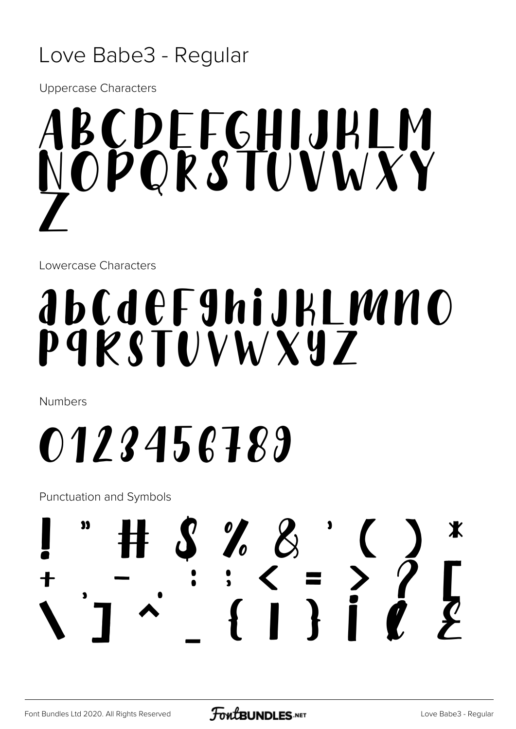# Love Babe3 - Regular

Uppercase Characters

ABCDEFGHIJKLM
NOPQRSTUVWXY
Z

Lowercase Characters

abcdefghijklmno
pqrstuvwxyz

Numbers

0123456789

Punctuation and Symbols

! " # $ % & ' ( ) *
+ , - . : ; < = > ? [
\ ] ^ ` _ { | } ¡ ¢ £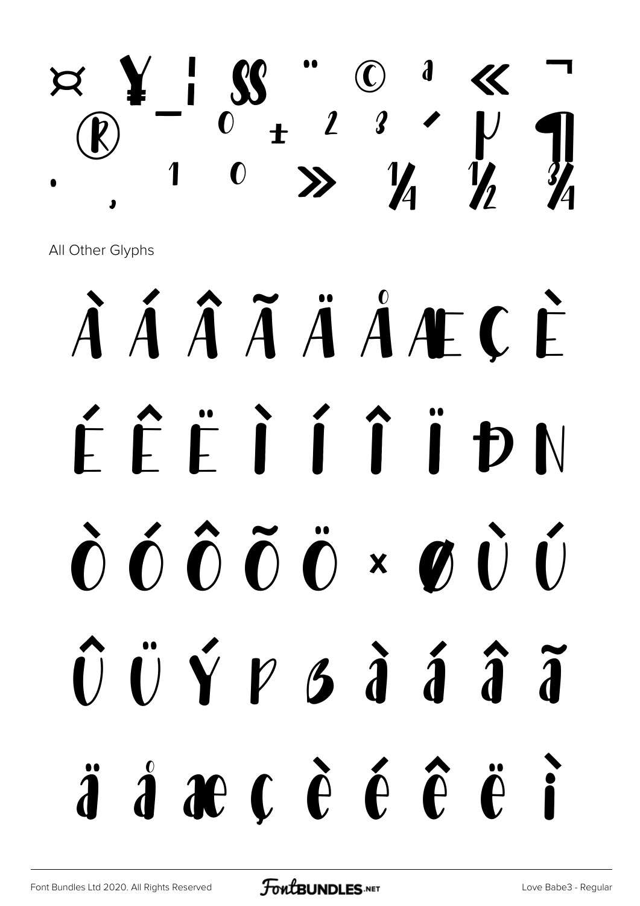¤ ¥ ¦ § ¨ © ª « ¬
® ¯ ° ± ² ³ ´ µ ¶
· ¸ ¹ º » ¼ ½ ¾

All Other Glyphs

À Á Â Ã Ä Å Æ Ç È
É Ê Ë Ì Í Î Ï Ð Ñ
Ò Ó Ô Õ Ö × Ø Ù Ú
Û Ü Ý Þ ß à á â ã
ä å æ ç è é ê ë ì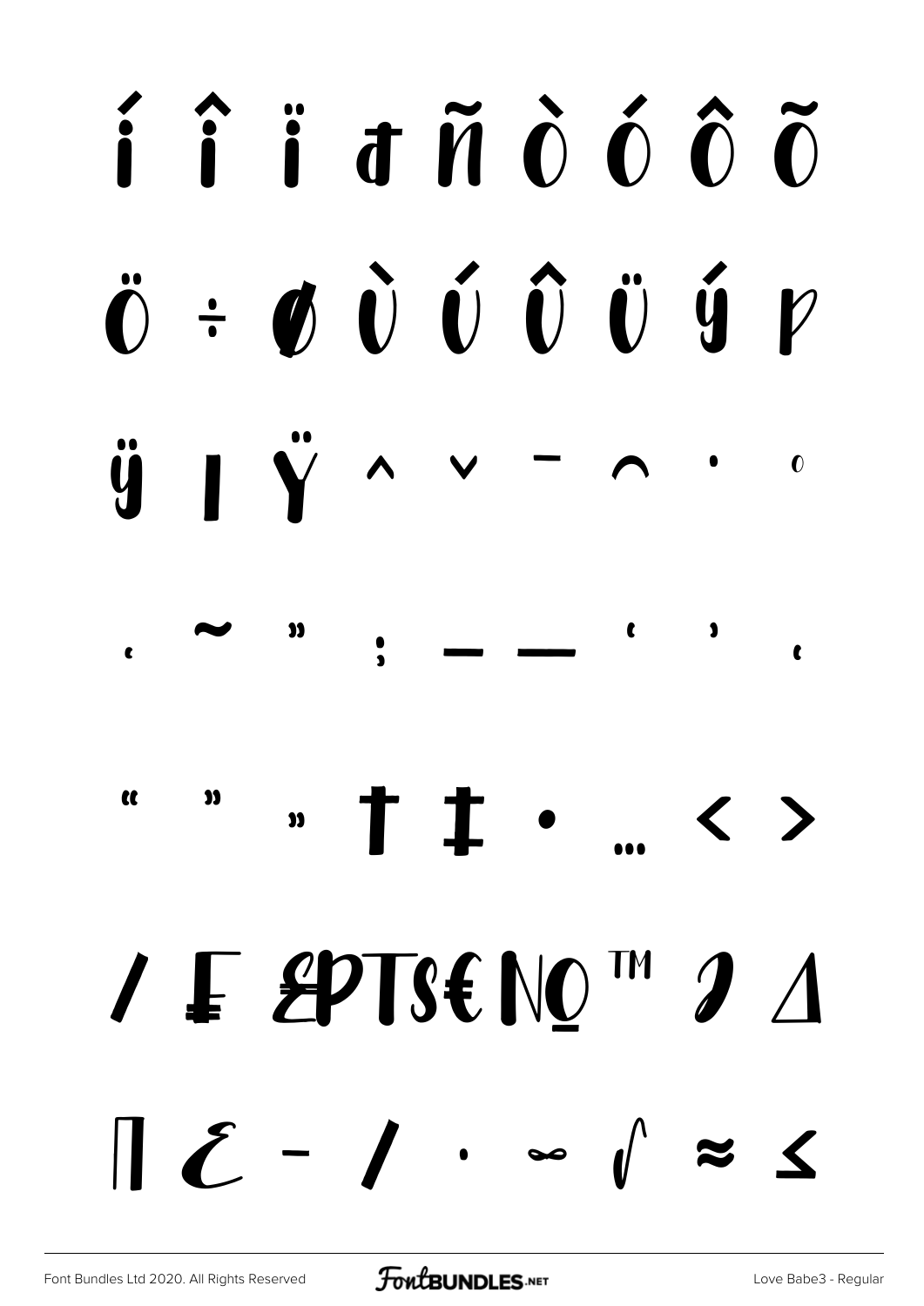í î ï ð ñ ò ó ô õ

ö ÷ ø ù ú û ü ý þ

ÿ ı Ÿ ˆ ˇ ˉ ˘ ˙ ˚

˛ ˜ ˝ ; – — ' ' ‚

" " „ † ‡ • … ‹ ›

⁄ ₣ ₤₧₨€№ ™ ∂ ∆

∏ ∑ − ∕ ∙ ∞ ∫ ≈ ≤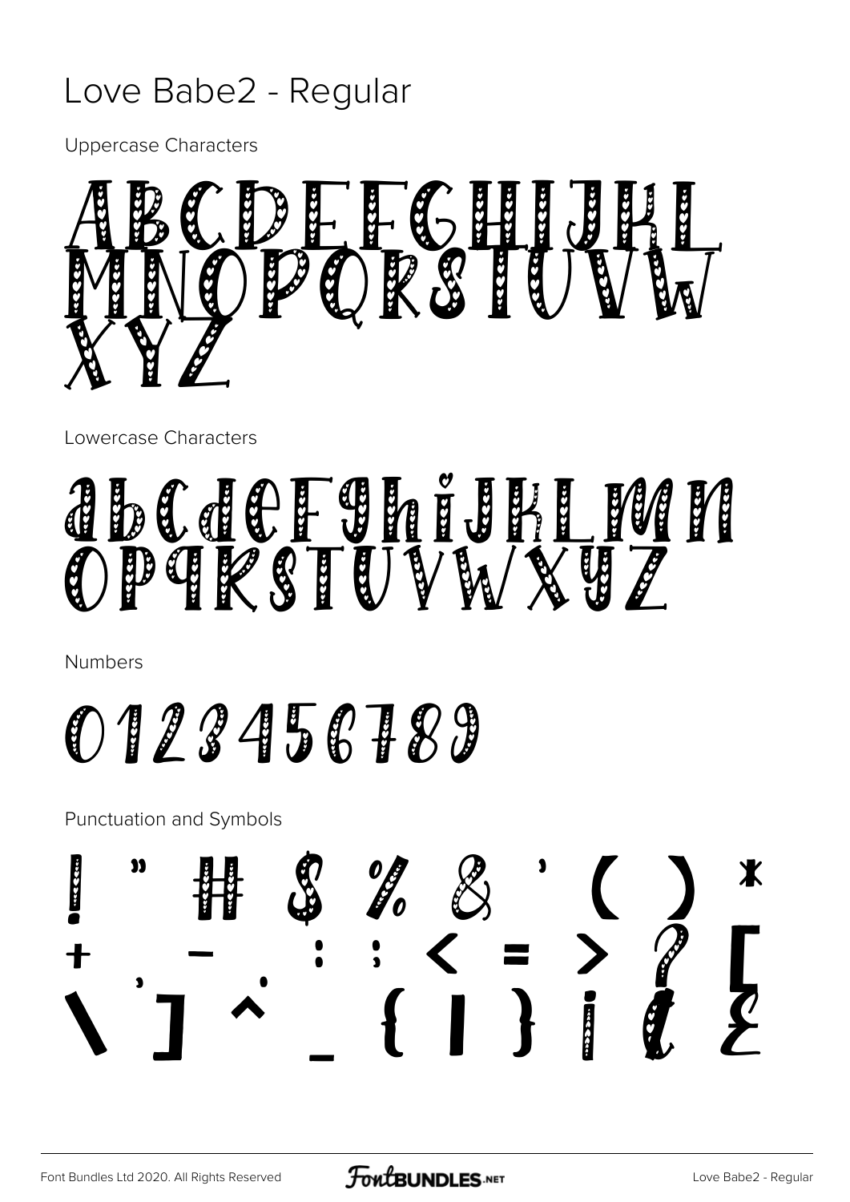# Love Babe2 - Regular

Uppercase Characters

ABCDEFGHIJKL
MNOPQRSTUVW
XYZ

Lowercase Characters

abcdefghijklmn
opqrstuvwxyz

Numbers

0123456789

Punctuation and Symbols

! " # $ % & ' ( ) *
+ , - . : ; < = > ? [
\ ] ^ _ { | } ¡ ¢ £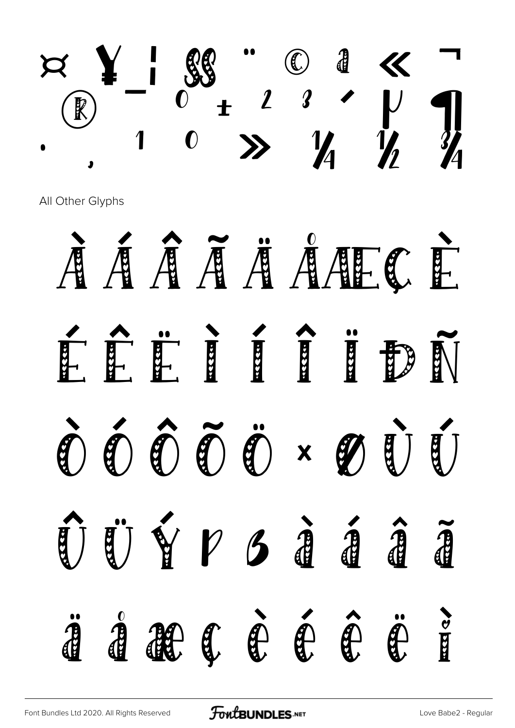¤ ¥ ¦ § ¨ © ª « ¬
® ¯ ° ± ² ³ ´ µ ¶
· ¸ ¹ º » ¼ ½ ¾

All Other Glyphs

À Á Â Ã Ä Å Æ Ç È

É Ê Ë Ì Í Î Ï Ð Ñ

Ò Ó Ô Õ Ö × Ø Ù Ú

Û Ü Ý Þ ß à á â ã

ä å æ ç è é ê ë ì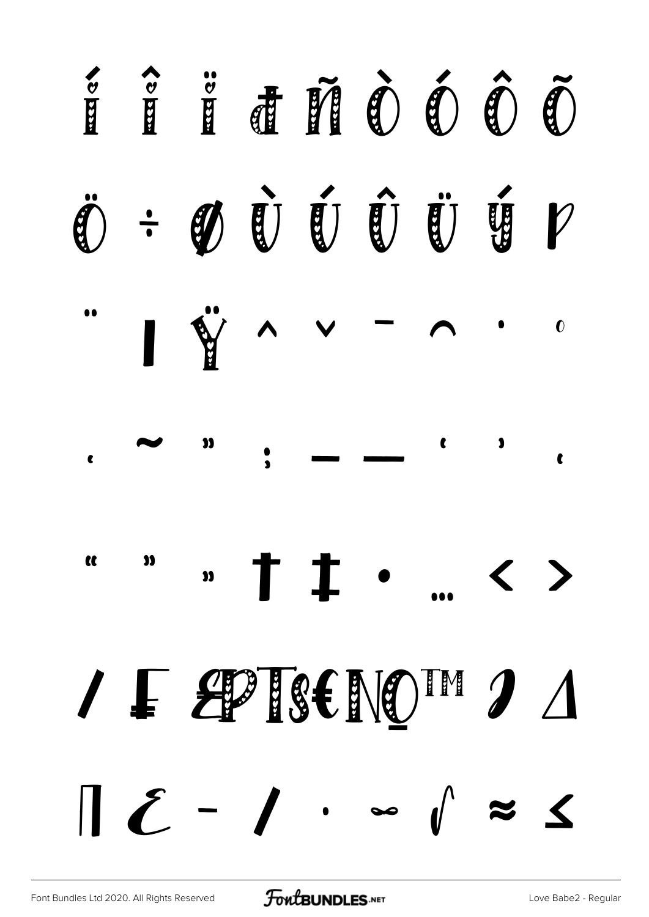í î ï đ ñ ò ó ô õ

ö ÷ ø ù ú û ü ý þ

¨ ı Ÿ ˆ ˇ ¯ ˘ ˙ ˚

¸ ˜ ˝ ; – — ' ' ‚

" " „ † ‡ • … ‹ ›

⁄ ₣ ₤ ₧ ₨ € № ™ ∂ ∆

∏ ∑ − ∕ ∙ ∞ ∫ ≈ ≤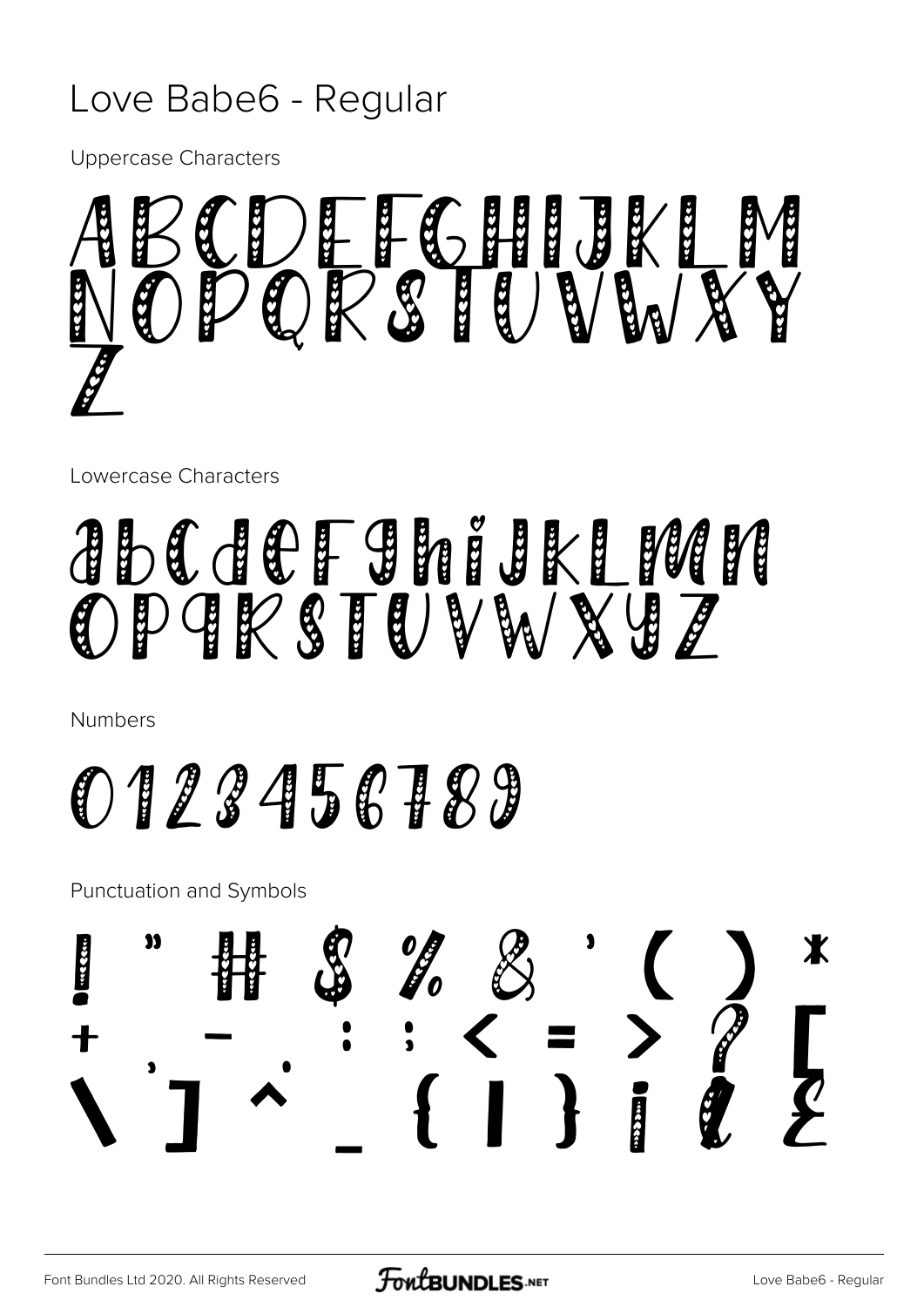# Love Babe6 - Regular

Uppercase Characters

ABCDEFGHIJKLM
NOPQRSTUVWXY
Z

Lowercase Characters

abcdefghijklmn
opqrstuvwxyz

Numbers

0123456789

Punctuation and Symbols

! " # $ % & ' ( ) *
+ , - . : ; < = > ? [
\ ] ^ _ { | } ¡ ¢ £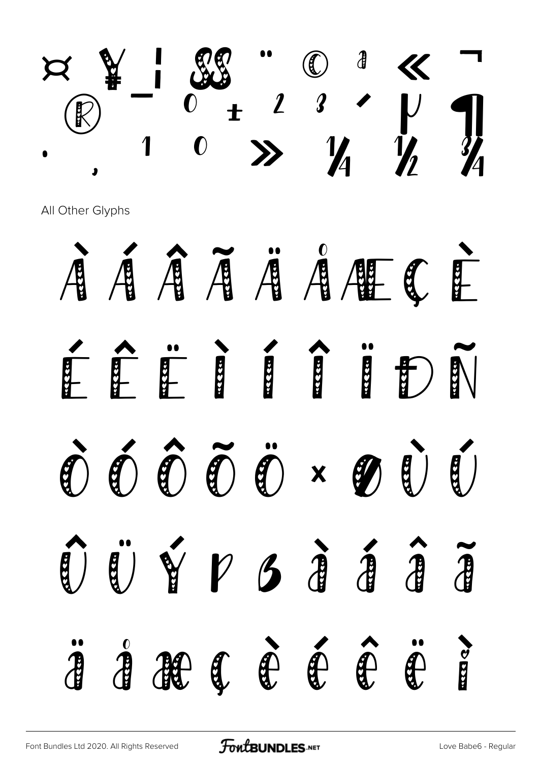¤ ¥ ¦ § ¨ © ª « ¬
® ¯ ° ± ² ³ ´ µ ¶
· ¸ ¹ º » ¼ ½ ¾

All Other Glyphs

À Á Â Ã Ä Å Æ Ç È
É Ê Ë Ì Í Î Ï Ð Ñ
Ò Ó Ô Õ Ö × Ø Ù Ú
Û Ü Ý Þ ß à á â ã
ä å æ ç è é ê ë ì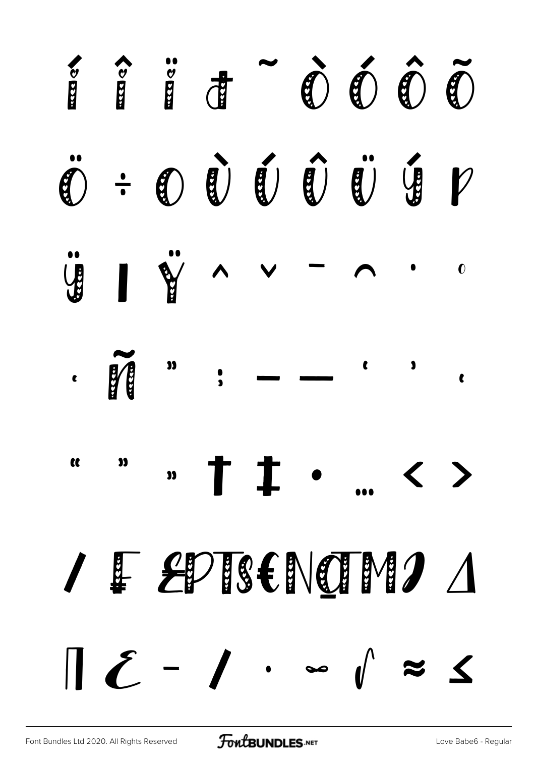í î ï ð ˜ ò ó ô õ

ö ÷ ø ù ú û ü ý þ

ÿ ı Ÿ ˆ ˇ ¯ ˘ ˙ ˚

¸ ñ ˝ ; – — ' ' ‚

" " „ † ‡ • … ‹ ›

⁄ ₣ ₤₧₨₪€№ª™Ω℮ ∆

∏ ∑ − ∕ ∙ ∞ ∫ ≈ ≤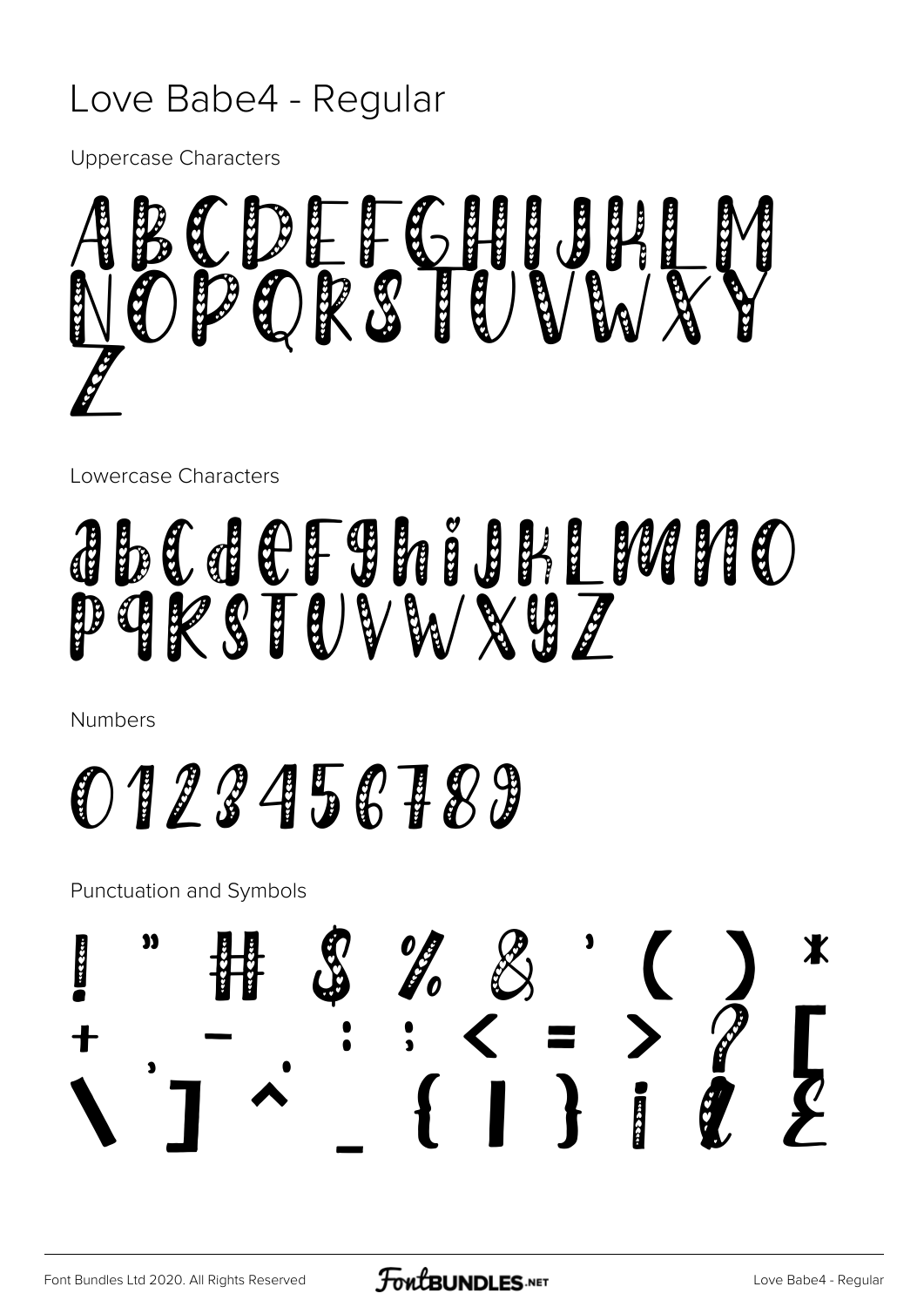# Love Babe4 - Regular

Uppercase Characters

ABCDEFGHIJKLM
NOPQRSTUVWXY
Z

Lowercase Characters

abcdefghijklmno
pqrstuvwxyz

Numbers

0123456789

Punctuation and Symbols

! " # $ % & ' ( ) *
+ , - . : ; < = > ? [
\ ] ^ _ { | } ¡ ¢ £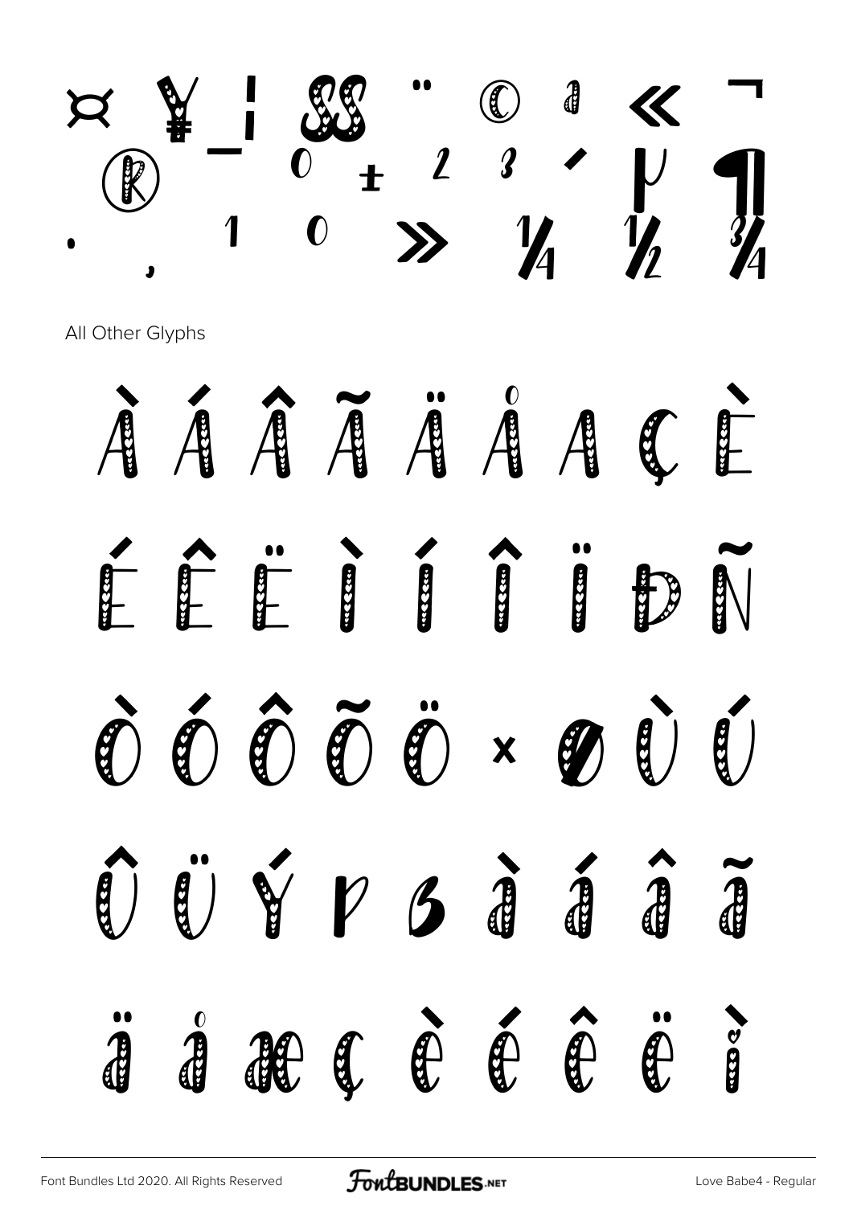¤ ¥ ¦ § ¨ © ª « ¬
® ¯ ° ± ² ³ ´ µ ¶
· ¸ ¹ º » ¼ ½ ¾

All Other Glyphs

À Á Â Ã Ä Å Æ Ç È

É Ê Ë Ì Í Î Ï Ð Ñ

Ò Ó Ô Õ Ö × Ø Ù Ú

Û Ü Ý Þ ß à á â ã

ä å æ ç è é ê ë ì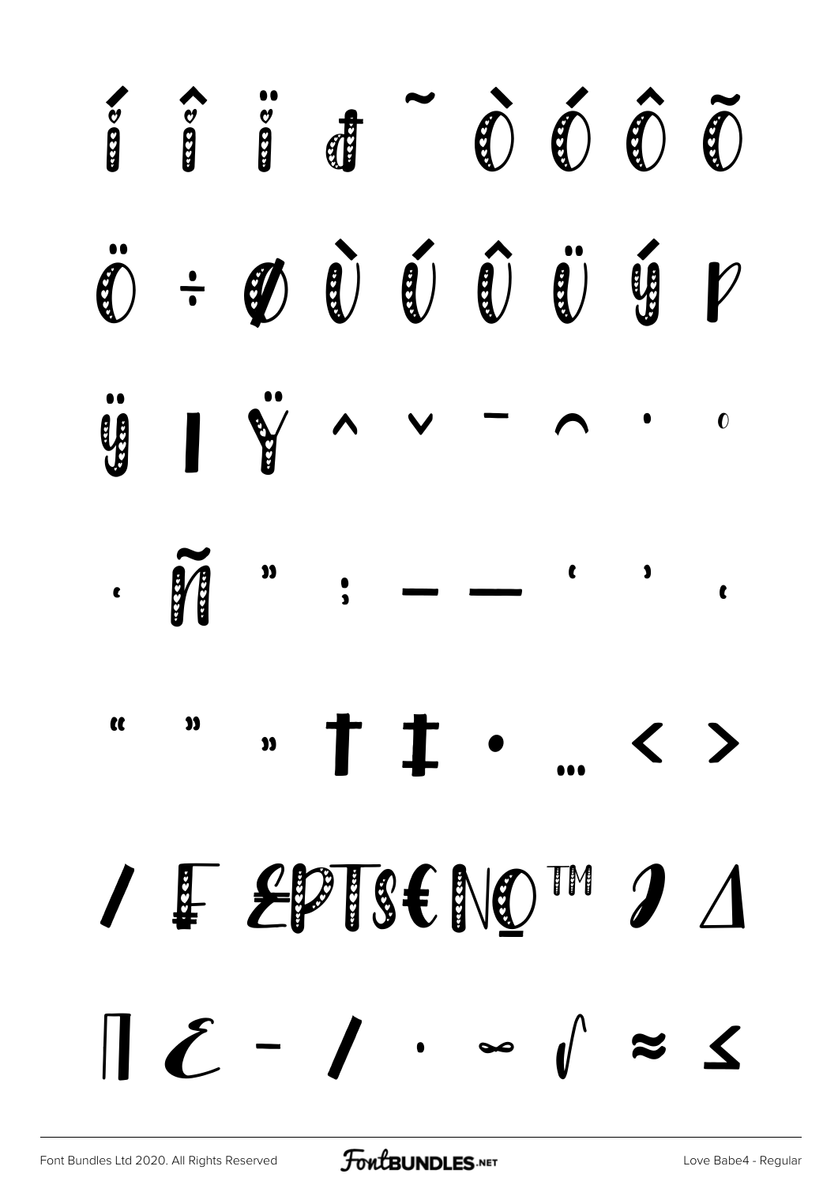í î ï đ ˜ ò ó ô õ

ö ÷ ø ù ú û ü ý þ

ÿ ı Ÿ ˆ ˇ ¯ ˘ ˙ ˚

˛ ñ ˝ ; – — ‘ ’ ‚

“ ” „ † ‡ • … ‹ ›

⁄ ₣ ₤₧₸₷€№™ ∂ ∆

∏ ∑ − ∕ ∙ ∞ ∫ ≈ ≤